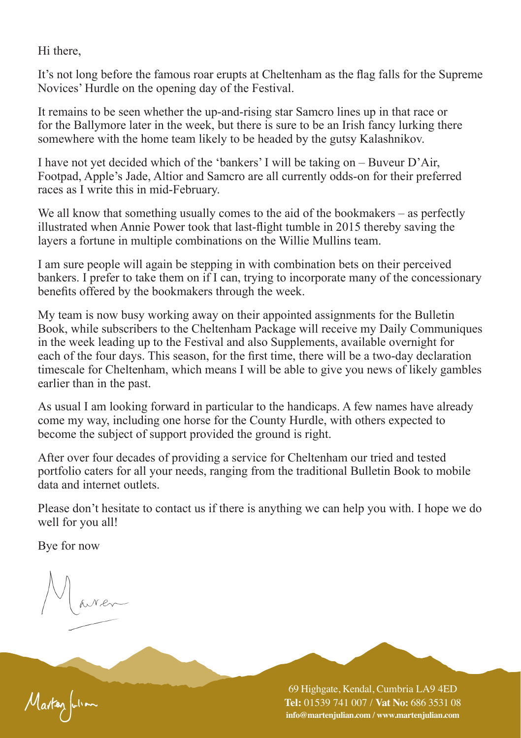Hi there,

It's not long before the famous roar erupts at Cheltenham as the flag falls for the Supreme Novices' Hurdle on the opening day of the Festival.

It remains to be seen whether the up-and-rising star Samcro lines up in that race or for the Ballymore later in the week, but there is sure to be an Irish fancy lurking there somewhere with the home team likely to be headed by the gutsy Kalashnikov.

I have not yet decided which of the 'bankers' I will be taking on – Buveur D'Air, Footpad, Apple's Jade, Altior and Samcro are all currently odds-on for their preferred races as I write this in mid-February.

We all know that something usually comes to the aid of the bookmakers – as perfectly illustrated when Annie Power took that last-flight tumble in 2015 thereby saving the layers a fortune in multiple combinations on the Willie Mullins team.

I am sure people will again be stepping in with combination bets on their perceived bankers. I prefer to take them on if I can, trying to incorporate many of the concessionary benefits offered by the bookmakers through the week.

My team is now busy working away on their appointed assignments for the Bulletin Book, while subscribers to the Cheltenham Package will receive my Daily Communiques in the week leading up to the Festival and also Supplements, available overnight for each of the four days. This season, for the first time, there will be a two-day declaration timescale for Cheltenham, which means I will be able to give you news of likely gambles earlier than in the past.

As usual I am looking forward in particular to the handicaps. A few names have already come my way, including one horse for the County Hurdle, with others expected to become the subject of support provided the ground is right.

After over four decades of providing a service for Cheltenham our tried and tested portfolio caters for all your needs, ranging from the traditional Bulletin Book to mobile data and internet outlets.

Please don't hesitate to contact us if there is anything we can help you with. I hope we do well for you all!

Bye for now

Marten

Marten Julian

69 Highgate, Kendal, Cumbria LA9 4ED
**Tel:** 01539 741 007 / **Vat No:** 686 3531 08
**info@martenjulian.com / www.martenjulian.com**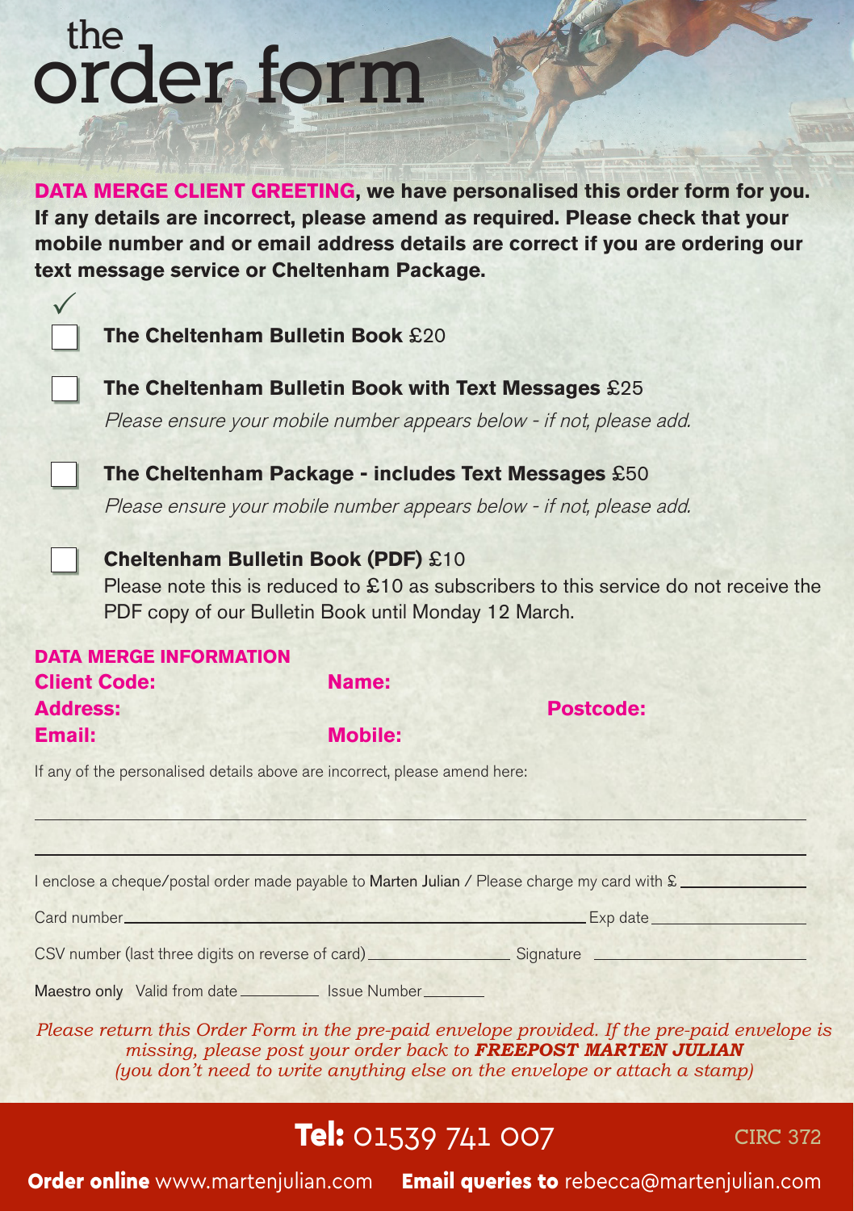# the order form

**DATA MERGE CLIENT GREETING, we have personalised this order form for you. If any details are incorrect, please amend as required. Please check that your mobile number and or email address details are correct if you are ordering our text message service or Cheltenham Package.**

✓

- ☐ **The Cheltenham Bulletin Book** £20
- ☐ **The Cheltenham Bulletin Book with Text Messages** £25
  *Please ensure your mobile number appears below - if not, please add.*
- ☐ **The Cheltenham Package - includes Text Messages** £50
  *Please ensure your mobile number appears below - if not, please add.*
- ☐ **Cheltenham Bulletin Book (PDF)** £10
  Please note this is reduced to £10 as subscribers to this service do not receive the PDF copy of our Bulletin Book until Monday 12 March.

**DATA MERGE INFORMATION**

**Client Code:** **Name:**

**Address:** **Postcode:**

**Email:** **Mobile:**

If any of the personalised details above are incorrect, please amend here:

______________________________________________

______________________________________________

I enclose a cheque/postal order made payable to Marten Julian / Please charge my card with £ ____________

Card number ______________________________ Exp date ____________

CSV number (last three digits on reverse of card) ____________ Signature ____________

Maestro only Valid from date ________ Issue Number ________

*Please return this Order Form in the pre-paid envelope provided. If the pre-paid envelope is missing, please post your order back to **FREEPOST MARTEN JULIAN** (you don't need to write anything else on the envelope or attach a stamp)*

**Tel:** 01539 741 007

CIRC 372

**Order online** www.martenjulian.com **Email queries to** rebecca@martenjulian.com